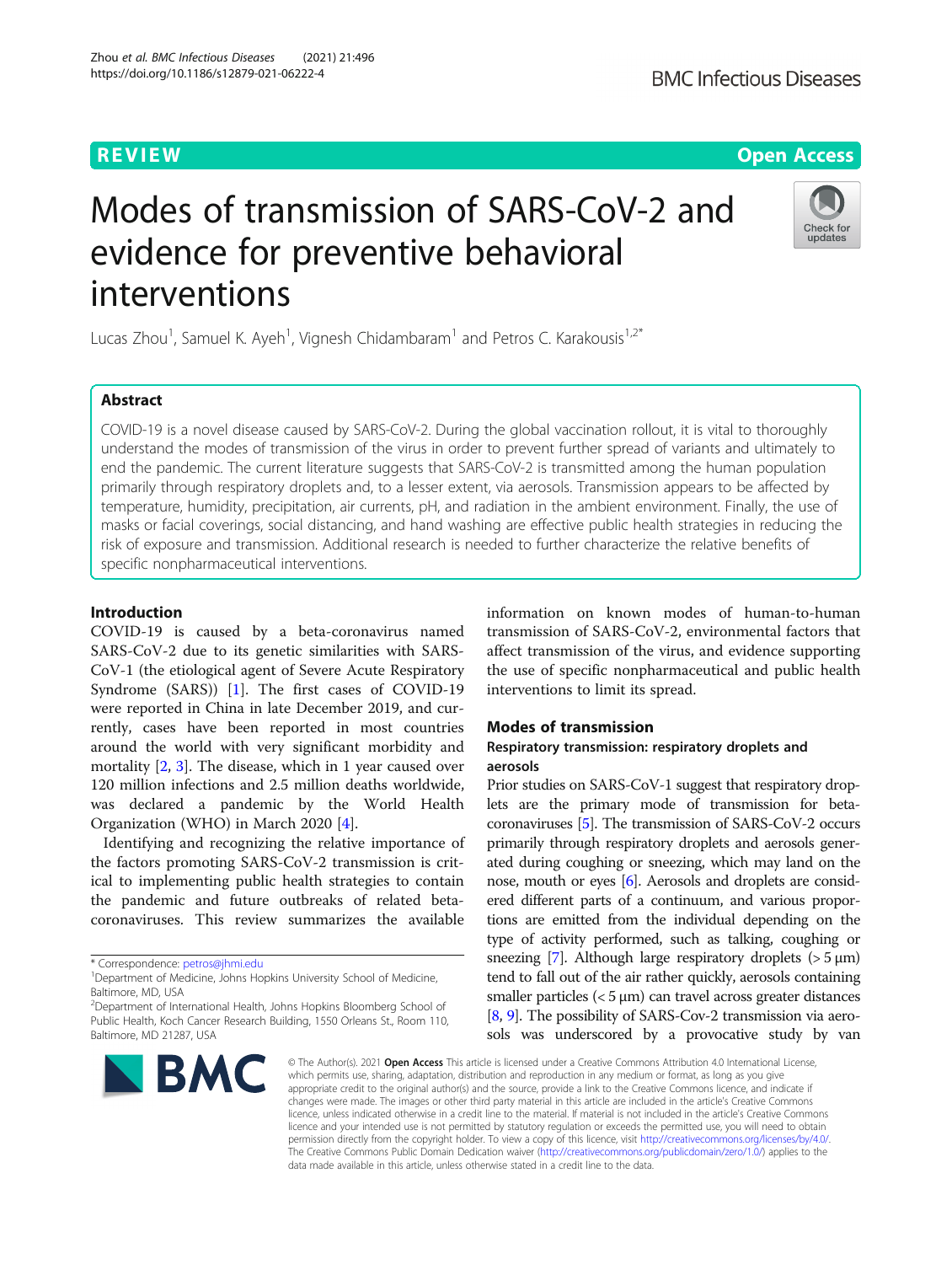REVIEW

Open Access

# Modes of transmission of SARS-CoV-2 and evidence for preventive behavioral interventions

Lucas Zhou[1], Samuel K. Ayeh[1], Vignesh Chidambaram[1] and Petros C. Karakousis[1,2*]

## Abstract

COVID-19 is a novel disease caused by SARS-CoV-2. During the global vaccination rollout, it is vital to thoroughly understand the modes of transmission of the virus in order to prevent further spread of variants and ultimately to end the pandemic. The current literature suggests that SARS-CoV-2 is transmitted among the human population primarily through respiratory droplets and, to a lesser extent, via aerosols. Transmission appears to be affected by temperature, humidity, precipitation, air currents, pH, and radiation in the ambient environment. Finally, the use of masks or facial coverings, social distancing, and hand washing are effective public health strategies in reducing the risk of exposure and transmission. Additional research is needed to further characterize the relative benefits of specific nonpharmaceutical interventions.

## Introduction

COVID-19 is caused by a beta-coronavirus named SARS-CoV-2 due to its genetic similarities with SARS-CoV-1 (the etiological agent of Severe Acute Respiratory Syndrome (SARS)) [1]. The first cases of COVID-19 were reported in China in late December 2019, and currently, cases have been reported in most countries around the world with very significant morbidity and mortality [2, 3]. The disease, which in 1 year caused over 120 million infections and 2.5 million deaths worldwide, was declared a pandemic by the World Health Organization (WHO) in March 2020 [4].

Identifying and recognizing the relative importance of the factors promoting SARS-CoV-2 transmission is critical to implementing public health strategies to contain the pandemic and future outbreaks of related beta-coronaviruses. This review summarizes the available information on known modes of human-to-human transmission of SARS-CoV-2, environmental factors that affect transmission of the virus, and evidence supporting the use of specific nonpharmaceutical and public health interventions to limit its spread.

## Modes of transmission

### Respiratory transmission: respiratory droplets and aerosols

Prior studies on SARS-CoV-1 suggest that respiratory droplets are the primary mode of transmission for beta-coronaviruses [5]. The transmission of SARS-CoV-2 occurs primarily through respiratory droplets and aerosols generated during coughing or sneezing, which may land on the nose, mouth or eyes [6]. Aerosols and droplets are considered different parts of a continuum, and various proportions are emitted from the individual depending on the type of activity performed, such as talking, coughing or sneezing [7]. Although large respiratory droplets (> 5 μm) tend to fall out of the air rather quickly, aerosols containing smaller particles (< 5 μm) can travel across greater distances [8, 9]. The possibility of SARS-Cov-2 transmission via aerosols was underscored by a provocative study by van

* Correspondence: petros@jhmi.edu
[1]Department of Medicine, Johns Hopkins University School of Medicine, Baltimore, MD, USA
[2]Department of International Health, Johns Hopkins Bloomberg School of Public Health, Koch Cancer Research Building, 1550 Orleans St., Room 110, Baltimore, MD 21287, USA

© The Author(s). 2021 **Open Access** This article is licensed under a Creative Commons Attribution 4.0 International License, which permits use, sharing, adaptation, distribution and reproduction in any medium or format, as long as you give appropriate credit to the original author(s) and the source, provide a link to the Creative Commons licence, and indicate if changes were made. The images or other third party material in this article are included in the article's Creative Commons licence, unless indicated otherwise in a credit line to the material. If material is not included in the article's Creative Commons licence and your intended use is not permitted by statutory regulation or exceeds the permitted use, you will need to obtain permission directly from the copyright holder. To view a copy of this licence, visit http://creativecommons.org/licenses/by/4.0/. The Creative Commons Public Domain Dedication waiver (http://creativecommons.org/publicdomain/zero/1.0/) applies to the data made available in this article, unless otherwise stated in a credit line to the data.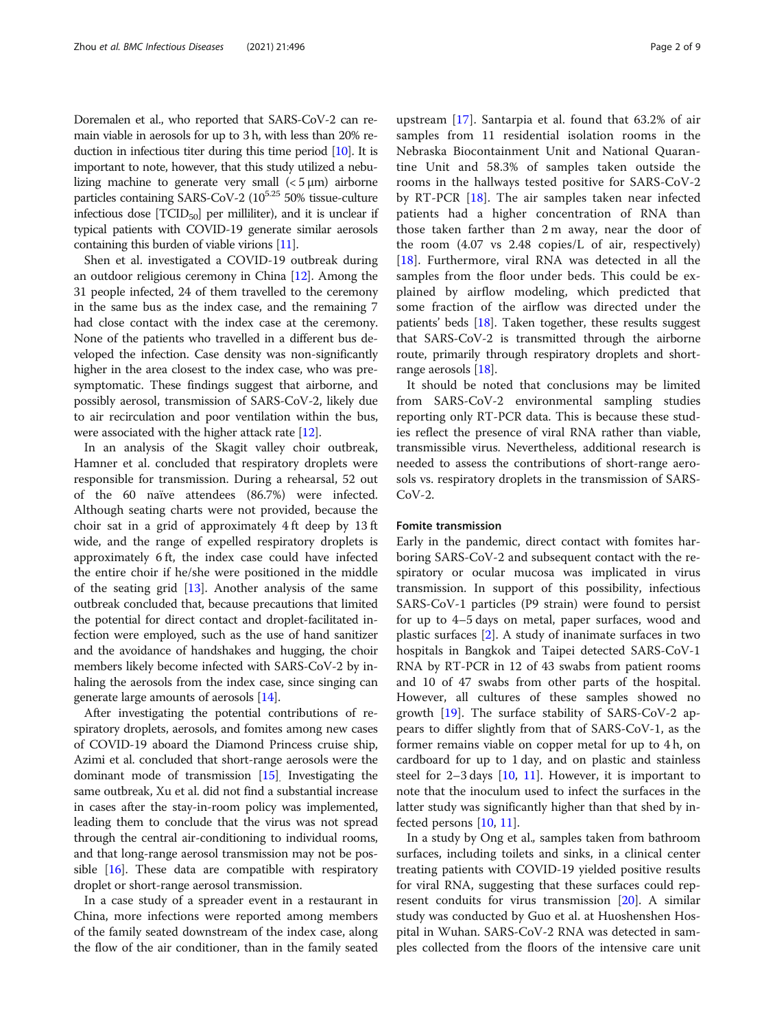Doremalen et al., who reported that SARS-CoV-2 can remain viable in aerosols for up to 3 h, with less than 20% reduction in infectious titer during this time period [10]. It is important to note, however, that this study utilized a nebulizing machine to generate very small (< 5 μm) airborne particles containing SARS-CoV-2 ($10^{5.25}$ 50% tissue-culture infectious dose [$TCID_{50}$] per milliliter), and it is unclear if typical patients with COVID-19 generate similar aerosols containing this burden of viable virions [11].

Shen et al. investigated a COVID-19 outbreak during an outdoor religious ceremony in China [12]. Among the 31 people infected, 24 of them travelled to the ceremony in the same bus as the index case, and the remaining 7 had close contact with the index case at the ceremony. None of the patients who travelled in a different bus developed the infection. Case density was non-significantly higher in the area closest to the index case, who was presymptomatic. These findings suggest that airborne, and possibly aerosol, transmission of SARS-CoV-2, likely due to air recirculation and poor ventilation within the bus, were associated with the higher attack rate [12].

In an analysis of the Skagit valley choir outbreak, Hamner et al. concluded that respiratory droplets were responsible for transmission. During a rehearsal, 52 out of the 60 naïve attendees (86.7%) were infected. Although seating charts were not provided, because the choir sat in a grid of approximately 4 ft deep by 13 ft wide, and the range of expelled respiratory droplets is approximately 6 ft, the index case could have infected the entire choir if he/she were positioned in the middle of the seating grid [13]. Another analysis of the same outbreak concluded that, because precautions that limited the potential for direct contact and droplet-facilitated infection were employed, such as the use of hand sanitizer and the avoidance of handshakes and hugging, the choir members likely become infected with SARS-CoV-2 by inhaling the aerosols from the index case, since singing can generate large amounts of aerosols [14].

After investigating the potential contributions of respiratory droplets, aerosols, and fomites among new cases of COVID-19 aboard the Diamond Princess cruise ship, Azimi et al. concluded that short-range aerosols were the dominant mode of transmission [15]. Investigating the same outbreak, Xu et al. did not find a substantial increase in cases after the stay-in-room policy was implemented, leading them to conclude that the virus was not spread through the central air-conditioning to individual rooms, and that long-range aerosol transmission may not be possible [16]. These data are compatible with respiratory droplet or short-range aerosol transmission.

In a case study of a spreader event in a restaurant in China, more infections were reported among members of the family seated downstream of the index case, along the flow of the air conditioner, than in the family seated upstream [17]. Santarpia et al. found that 63.2% of air samples from 11 residential isolation rooms in the Nebraska Biocontainment Unit and National Quarantine Unit and 58.3% of samples taken outside the rooms in the hallways tested positive for SARS-CoV-2 by RT-PCR [18]. The air samples taken near infected patients had a higher concentration of RNA than those taken farther than 2 m away, near the door of the room (4.07 vs 2.48 copies/L of air, respectively) [18]. Furthermore, viral RNA was detected in all the samples from the floor under beds. This could be explained by airflow modeling, which predicted that some fraction of the airflow was directed under the patients' beds [18]. Taken together, these results suggest that SARS-CoV-2 is transmitted through the airborne route, primarily through respiratory droplets and short-range aerosols [18].

It should be noted that conclusions may be limited from SARS-CoV-2 environmental sampling studies reporting only RT-PCR data. This is because these studies reflect the presence of viral RNA rather than viable, transmissible virus. Nevertheless, additional research is needed to assess the contributions of short-range aerosols vs. respiratory droplets in the transmission of SARS-CoV-2.

#### Fomite transmission

Early in the pandemic, direct contact with fomites harboring SARS-CoV-2 and subsequent contact with the respiratory or ocular mucosa was implicated in virus transmission. In support of this possibility, infectious SARS-CoV-1 particles (P9 strain) were found to persist for up to 4–5 days on metal, paper surfaces, wood and plastic surfaces [2]. A study of inanimate surfaces in two hospitals in Bangkok and Taipei detected SARS-CoV-1 RNA by RT-PCR in 12 of 43 swabs from patient rooms and 10 of 47 swabs from other parts of the hospital. However, all cultures of these samples showed no growth [19]. The surface stability of SARS-CoV-2 appears to differ slightly from that of SARS-CoV-1, as the former remains viable on copper metal for up to 4 h, on cardboard for up to 1 day, and on plastic and stainless steel for 2–3 days [10, 11]. However, it is important to note that the inoculum used to infect the surfaces in the latter study was significantly higher than that shed by infected persons [10, 11].

In a study by Ong et al., samples taken from bathroom surfaces, including toilets and sinks, in a clinical center treating patients with COVID-19 yielded positive results for viral RNA, suggesting that these surfaces could represent conduits for virus transmission [20]. A similar study was conducted by Guo et al. at Huoshenshen Hospital in Wuhan. SARS-CoV-2 RNA was detected in samples collected from the floors of the intensive care unit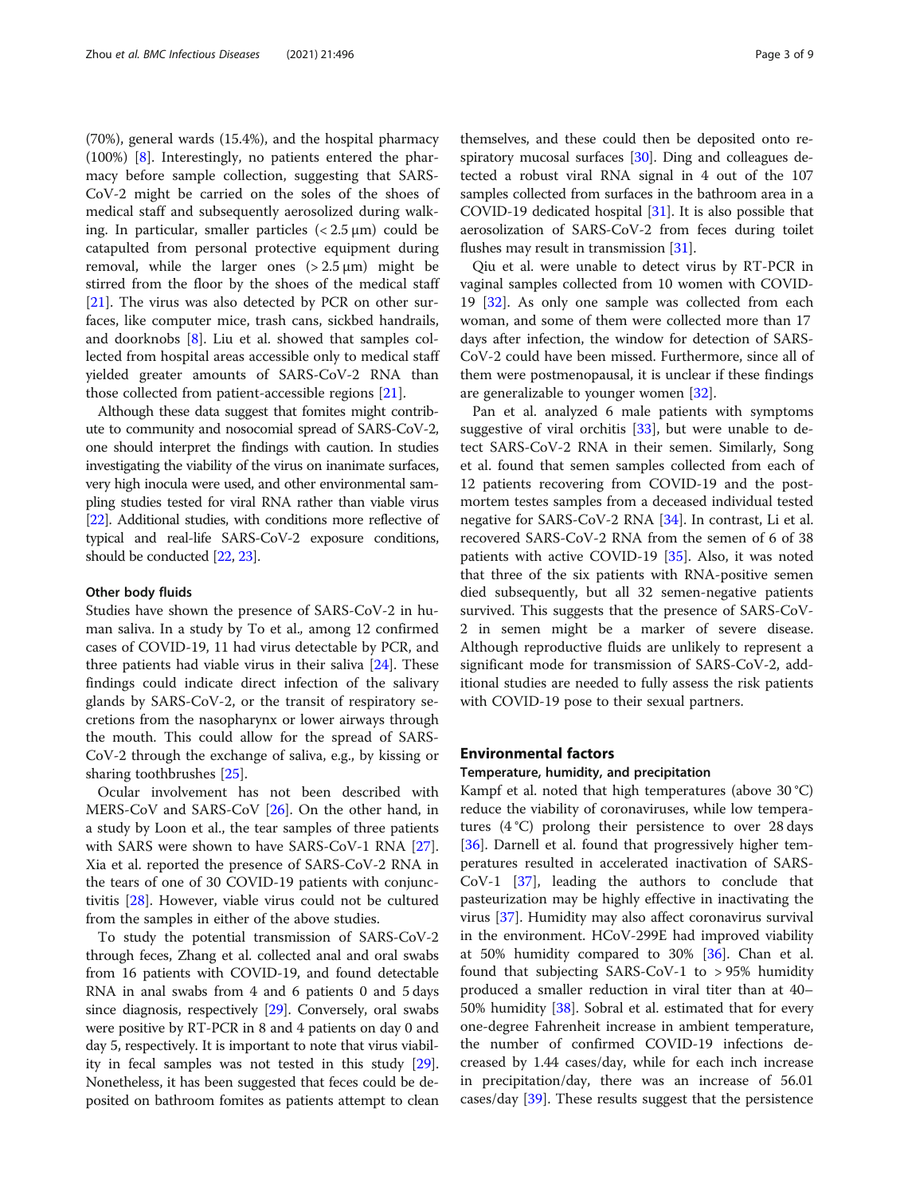(70%), general wards (15.4%), and the hospital pharmacy (100%) [8]. Interestingly, no patients entered the pharmacy before sample collection, suggesting that SARS-CoV-2 might be carried on the soles of the shoes of medical staff and subsequently aerosolized during walking. In particular, smaller particles (< 2.5 μm) could be catapulted from personal protective equipment during removal, while the larger ones (> 2.5 μm) might be stirred from the floor by the shoes of the medical staff [21]. The virus was also detected by PCR on other surfaces, like computer mice, trash cans, sickbed handrails, and doorknobs [8]. Liu et al. showed that samples collected from hospital areas accessible only to medical staff yielded greater amounts of SARS-CoV-2 RNA than those collected from patient-accessible regions [21].

Although these data suggest that fomites might contribute to community and nosocomial spread of SARS-CoV-2, one should interpret the findings with caution. In studies investigating the viability of the virus on inanimate surfaces, very high inocula were used, and other environmental sampling studies tested for viral RNA rather than viable virus [22]. Additional studies, with conditions more reflective of typical and real-life SARS-CoV-2 exposure conditions, should be conducted [22, 23].

#### Other body fluids

Studies have shown the presence of SARS-CoV-2 in human saliva. In a study by To et al., among 12 confirmed cases of COVID-19, 11 had virus detectable by PCR, and three patients had viable virus in their saliva [24]. These findings could indicate direct infection of the salivary glands by SARS-CoV-2, or the transit of respiratory secretions from the nasopharynx or lower airways through the mouth. This could allow for the spread of SARS-CoV-2 through the exchange of saliva, e.g., by kissing or sharing toothbrushes [25].

Ocular involvement has not been described with MERS-CoV and SARS-CoV [26]. On the other hand, in a study by Loon et al., the tear samples of three patients with SARS were shown to have SARS-CoV-1 RNA [27]. Xia et al. reported the presence of SARS-CoV-2 RNA in the tears of one of 30 COVID-19 patients with conjunctivitis [28]. However, viable virus could not be cultured from the samples in either of the above studies.

To study the potential transmission of SARS-CoV-2 through feces, Zhang et al. collected anal and oral swabs from 16 patients with COVID-19, and found detectable RNA in anal swabs from 4 and 6 patients 0 and 5 days since diagnosis, respectively [29]. Conversely, oral swabs were positive by RT-PCR in 8 and 4 patients on day 0 and day 5, respectively. It is important to note that virus viability in fecal samples was not tested in this study [29]. Nonetheless, it has been suggested that feces could be deposited on bathroom fomites as patients attempt to clean themselves, and these could then be deposited onto respiratory mucosal surfaces [30]. Ding and colleagues detected a robust viral RNA signal in 4 out of the 107 samples collected from surfaces in the bathroom area in a COVID-19 dedicated hospital [31]. It is also possible that aerosolization of SARS-CoV-2 from feces during toilet flushes may result in transmission [31].

Qiu et al. were unable to detect virus by RT-PCR in vaginal samples collected from 10 women with COVID-19 [32]. As only one sample was collected from each woman, and some of them were collected more than 17 days after infection, the window for detection of SARS-CoV-2 could have been missed. Furthermore, since all of them were postmenopausal, it is unclear if these findings are generalizable to younger women [32].

Pan et al. analyzed 6 male patients with symptoms suggestive of viral orchitis [33], but were unable to detect SARS-CoV-2 RNA in their semen. Similarly, Song et al. found that semen samples collected from each of 12 patients recovering from COVID-19 and the postmortem testes samples from a deceased individual tested negative for SARS-CoV-2 RNA [34]. In contrast, Li et al. recovered SARS-CoV-2 RNA from the semen of 6 of 38 patients with active COVID-19 [35]. Also, it was noted that three of the six patients with RNA-positive semen died subsequently, but all 32 semen-negative patients survived. This suggests that the presence of SARS-CoV-2 in semen might be a marker of severe disease. Although reproductive fluids are unlikely to represent a significant mode for transmission of SARS-CoV-2, additional studies are needed to fully assess the risk patients with COVID-19 pose to their sexual partners.

## Environmental factors

#### Temperature, humidity, and precipitation

Kampf et al. noted that high temperatures (above 30 °C) reduce the viability of coronaviruses, while low temperatures (4 °C) prolong their persistence to over 28 days [36]. Darnell et al. found that progressively higher temperatures resulted in accelerated inactivation of SARS-CoV-1 [37], leading the authors to conclude that pasteurization may be highly effective in inactivating the virus [37]. Humidity may also affect coronavirus survival in the environment. HCoV-299E had improved viability at 50% humidity compared to 30% [36]. Chan et al. found that subjecting SARS-CoV-1 to > 95% humidity produced a smaller reduction in viral titer than at 40–50% humidity [38]. Sobral et al. estimated that for every one-degree Fahrenheit increase in ambient temperature, the number of confirmed COVID-19 infections decreased by 1.44 cases/day, while for each inch increase in precipitation/day, there was an increase of 56.01 cases/day [39]. These results suggest that the persistence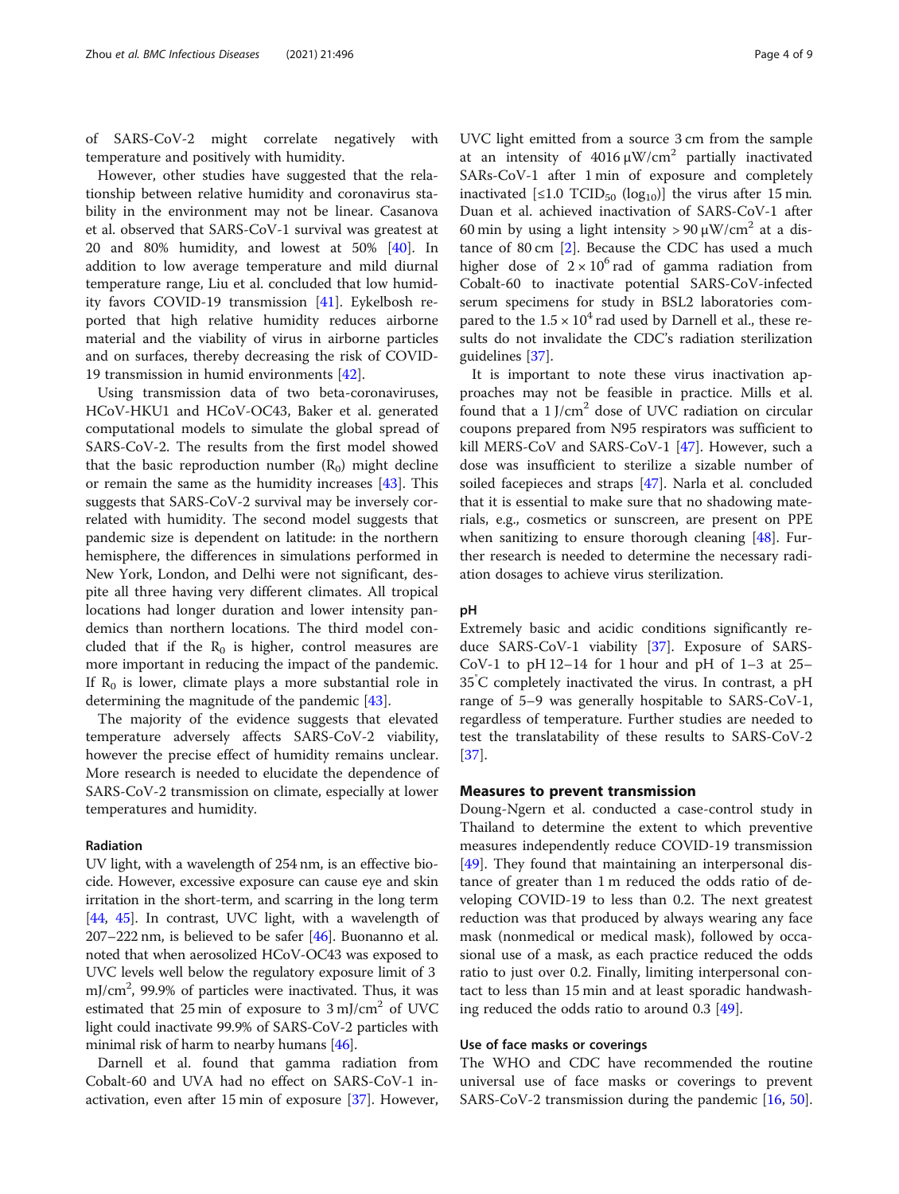of SARS-CoV-2 might correlate negatively with temperature and positively with humidity.

However, other studies have suggested that the relationship between relative humidity and coronavirus stability in the environment may not be linear. Casanova et al. observed that SARS-CoV-1 survival was greatest at 20 and 80% humidity, and lowest at 50% [40]. In addition to low average temperature and mild diurnal temperature range, Liu et al. concluded that low humidity favors COVID-19 transmission [41]. Eykelbosh reported that high relative humidity reduces airborne material and the viability of virus in airborne particles and on surfaces, thereby decreasing the risk of COVID-19 transmission in humid environments [42].

Using transmission data of two beta-coronaviruses, HCoV-HKU1 and HCoV-OC43, Baker et al. generated computational models to simulate the global spread of SARS-CoV-2. The results from the first model showed that the basic reproduction number ($R_0$) might decline or remain the same as the humidity increases [43]. This suggests that SARS-CoV-2 survival may be inversely correlated with humidity. The second model suggests that pandemic size is dependent on latitude: in the northern hemisphere, the differences in simulations performed in New York, London, and Delhi were not significant, despite all three having very different climates. All tropical locations had longer duration and lower intensity pandemics than northern locations. The third model concluded that if the $R_0$ is higher, control measures are more important in reducing the impact of the pandemic. If $R_0$ is lower, climate plays a more substantial role in determining the magnitude of the pandemic [43].

The majority of the evidence suggests that elevated temperature adversely affects SARS-CoV-2 viability, however the precise effect of humidity remains unclear. More research is needed to elucidate the dependence of SARS-CoV-2 transmission on climate, especially at lower temperatures and humidity.

### Radiation

UV light, with a wavelength of 254 nm, is an effective biocide. However, excessive exposure can cause eye and skin irritation in the short-term, and scarring in the long term [44, 45]. In contrast, UVC light, with a wavelength of 207–222 nm, is believed to be safer [46]. Buonanno et al. noted that when aerosolized HCoV-OC43 was exposed to UVC levels well below the regulatory exposure limit of 3 mJ/cm$^2$, 99.9% of particles were inactivated. Thus, it was estimated that 25 min of exposure to 3 mJ/cm$^2$ of UVC light could inactivate 99.9% of SARS-CoV-2 particles with minimal risk of harm to nearby humans [46].

Darnell et al. found that gamma radiation from Cobalt-60 and UVA had no effect on SARS-CoV-1 inactivation, even after 15 min of exposure [37]. However, UVC light emitted from a source 3 cm from the sample at an intensity of 4016 μW/cm$^2$ partially inactivated SARs-CoV-1 after 1 min of exposure and completely inactivated [$\leq$1.0 $TCID_{50}$ ($\log_{10}$)] the virus after 15 min. Duan et al. achieved inactivation of SARS-CoV-1 after 60 min by using a light intensity > 90 μW/cm$^2$ at a distance of 80 cm [2]. Because the CDC has used a much higher dose of $2 \times 10^6$ rad of gamma radiation from Cobalt-60 to inactivate potential SARS-CoV-infected serum specimens for study in BSL2 laboratories compared to the $1.5 \times 10^4$ rad used by Darnell et al., these results do not invalidate the CDC's radiation sterilization guidelines [37].

It is important to note these virus inactivation approaches may not be feasible in practice. Mills et al. found that a 1 J/cm$^2$ dose of UVC radiation on circular coupons prepared from N95 respirators was sufficient to kill MERS-CoV and SARS-CoV-1 [47]. However, such a dose was insufficient to sterilize a sizable number of soiled facepieces and straps [47]. Narla et al. concluded that it is essential to make sure that no shadowing materials, e.g., cosmetics or sunscreen, are present on PPE when sanitizing to ensure thorough cleaning [48]. Further research is needed to determine the necessary radiation dosages to achieve virus sterilization.

### pH

Extremely basic and acidic conditions significantly reduce SARS-CoV-1 viability [37]. Exposure of SARS-CoV-1 to pH 12–14 for 1 hour and pH of 1–3 at 25–35 °C completely inactivated the virus. In contrast, a pH range of 5–9 was generally hospitable to SARS-CoV-1, regardless of temperature. Further studies are needed to test the translatability of these results to SARS-CoV-2 [37].

## Measures to prevent transmission

Doung-Ngern et al. conducted a case-control study in Thailand to determine the extent to which preventive measures independently reduce COVID-19 transmission [49]. They found that maintaining an interpersonal distance of greater than 1 m reduced the odds ratio of developing COVID-19 to less than 0.2. The next greatest reduction was that produced by always wearing any face mask (nonmedical or medical mask), followed by occasional use of a mask, as each practice reduced the odds ratio to just over 0.2. Finally, limiting interpersonal contact to less than 15 min and at least sporadic handwashing reduced the odds ratio to around 0.3 [49].

### Use of face masks or coverings

The WHO and CDC have recommended the routine universal use of face masks or coverings to prevent SARS-CoV-2 transmission during the pandemic [16, 50].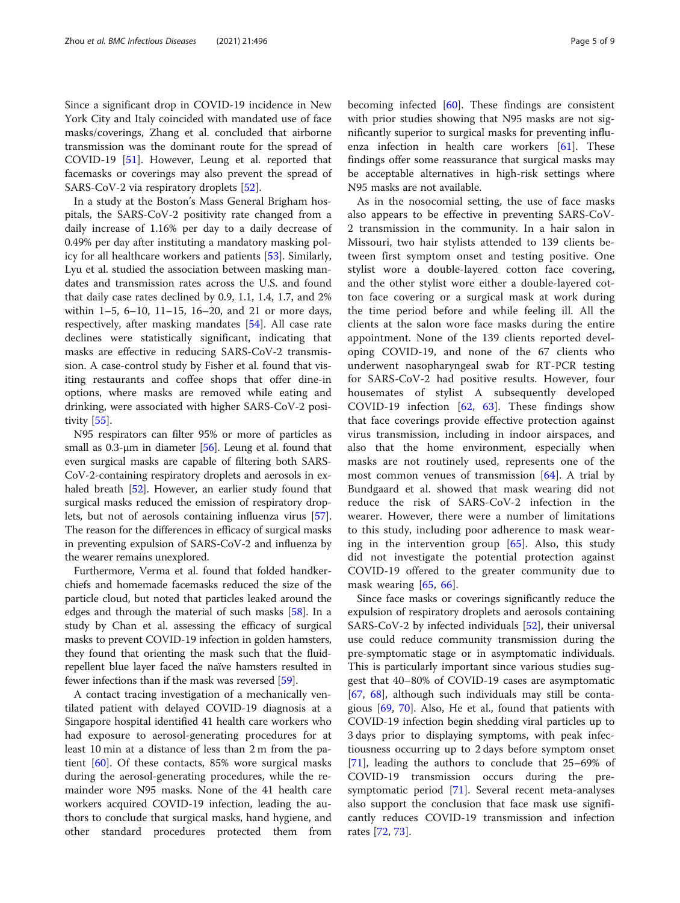Since a significant drop in COVID-19 incidence in New York City and Italy coincided with mandated use of face masks/coverings, Zhang et al. concluded that airborne transmission was the dominant route for the spread of COVID-19 [51]. However, Leung et al. reported that facemasks or coverings may also prevent the spread of SARS-CoV-2 via respiratory droplets [52].

In a study at the Boston's Mass General Brigham hospitals, the SARS-CoV-2 positivity rate changed from a daily increase of 1.16% per day to a daily decrease of 0.49% per day after instituting a mandatory masking policy for all healthcare workers and patients [53]. Similarly, Lyu et al. studied the association between masking mandates and transmission rates across the U.S. and found that daily case rates declined by 0.9, 1.1, 1.4, 1.7, and 2% within 1–5, 6–10, 11–15, 16–20, and 21 or more days, respectively, after masking mandates [54]. All case rate declines were statistically significant, indicating that masks are effective in reducing SARS-CoV-2 transmission. A case-control study by Fisher et al. found that visiting restaurants and coffee shops that offer dine-in options, where masks are removed while eating and drinking, were associated with higher SARS-CoV-2 positivity [55].

N95 respirators can filter 95% or more of particles as small as 0.3-μm in diameter [56]. Leung et al. found that even surgical masks are capable of filtering both SARS-CoV-2-containing respiratory droplets and aerosols in exhaled breath [52]. However, an earlier study found that surgical masks reduced the emission of respiratory droplets, but not of aerosols containing influenza virus [57]. The reason for the differences in efficacy of surgical masks in preventing expulsion of SARS-CoV-2 and influenza by the wearer remains unexplored.

Furthermore, Verma et al. found that folded handkerchiefs and homemade facemasks reduced the size of the particle cloud, but noted that particles leaked around the edges and through the material of such masks [58]. In a study by Chan et al. assessing the efficacy of surgical masks to prevent COVID-19 infection in golden hamsters, they found that orienting the mask such that the fluid-repellent blue layer faced the naïve hamsters resulted in fewer infections than if the mask was reversed [59].

A contact tracing investigation of a mechanically ventilated patient with delayed COVID-19 diagnosis at a Singapore hospital identified 41 health care workers who had exposure to aerosol-generating procedures for at least 10 min at a distance of less than 2 m from the patient [60]. Of these contacts, 85% wore surgical masks during the aerosol-generating procedures, while the remainder wore N95 masks. None of the 41 health care workers acquired COVID-19 infection, leading the authors to conclude that surgical masks, hand hygiene, and other standard procedures protected them from becoming infected [60]. These findings are consistent with prior studies showing that N95 masks are not significantly superior to surgical masks for preventing influenza infection in health care workers [61]. These findings offer some reassurance that surgical masks may be acceptable alternatives in high-risk settings where N95 masks are not available.

As in the nosocomial setting, the use of face masks also appears to be effective in preventing SARS-CoV-2 transmission in the community. In a hair salon in Missouri, two hair stylists attended to 139 clients between first symptom onset and testing positive. One stylist wore a double-layered cotton face covering, and the other stylist wore either a double-layered cotton face covering or a surgical mask at work during the time period before and while feeling ill. All the clients at the salon wore face masks during the entire appointment. None of the 139 clients reported developing COVID-19, and none of the 67 clients who underwent nasopharyngeal swab for RT-PCR testing for SARS-CoV-2 had positive results. However, four housemates of stylist A subsequently developed COVID-19 infection [62, 63]. These findings show that face coverings provide effective protection against virus transmission, including in indoor airspaces, and also that the home environment, especially when masks are not routinely used, represents one of the most common venues of transmission [64]. A trial by Bundgaard et al. showed that mask wearing did not reduce the risk of SARS-CoV-2 infection in the wearer. However, there were a number of limitations to this study, including poor adherence to mask wearing in the intervention group [65]. Also, this study did not investigate the potential protection against COVID-19 offered to the greater community due to mask wearing [65, 66].

Since face masks or coverings significantly reduce the expulsion of respiratory droplets and aerosols containing SARS-CoV-2 by infected individuals [52], their universal use could reduce community transmission during the pre-symptomatic stage or in asymptomatic individuals. This is particularly important since various studies suggest that 40–80% of COVID-19 cases are asymptomatic [67, 68], although such individuals may still be contagious [69, 70]. Also, He et al., found that patients with COVID-19 infection begin shedding viral particles up to 3 days prior to displaying symptoms, with peak infectiousness occurring up to 2 days before symptom onset [71], leading the authors to conclude that 25–69% of COVID-19 transmission occurs during the pre-symptomatic period [71]. Several recent meta-analyses also support the conclusion that face mask use significantly reduces COVID-19 transmission and infection rates [72, 73].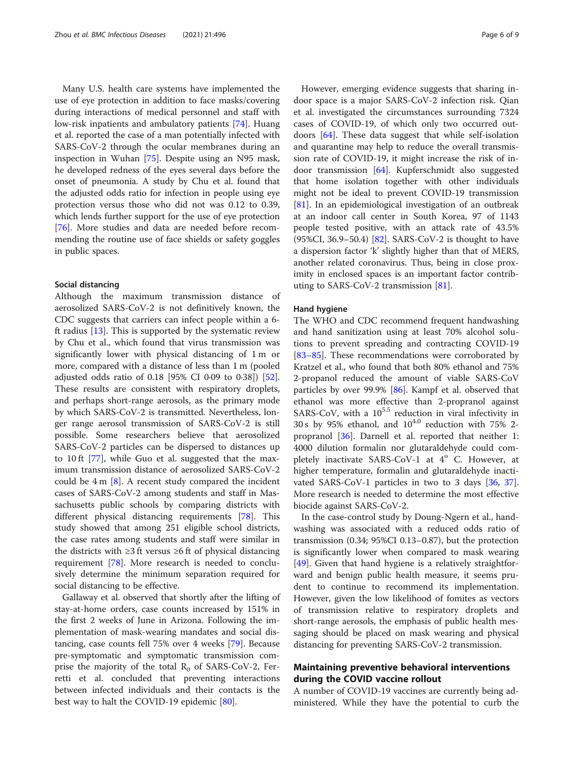Many U.S. health care systems have implemented the use of eye protection in addition to face masks/covering during interactions of medical personnel and staff with low-risk inpatients and ambulatory patients [74]. Huang et al. reported the case of a man potentially infected with SARS-CoV-2 through the ocular membranes during an inspection in Wuhan [75]. Despite using an N95 mask, he developed redness of the eyes several days before the onset of pneumonia. A study by Chu et al. found that the adjusted odds ratio for infection in people using eye protection versus those who did not was 0.12 to 0.39, which lends further support for the use of eye protection [76]. More studies and data are needed before recommending the routine use of face shields or safety goggles in public spaces.

### Social distancing

Although the maximum transmission distance of aerosolized SARS-CoV-2 is not definitively known, the CDC suggests that carriers can infect people within a 6-ft radius [13]. This is supported by the systematic review by Chu et al., which found that virus transmission was significantly lower with physical distancing of 1 m or more, compared with a distance of less than 1 m (pooled adjusted odds ratio of 0.18 [95% CI 0·09 to 0·38]) [52]. These results are consistent with respiratory droplets, and perhaps short-range aerosols, as the primary mode by which SARS-CoV-2 is transmitted. Nevertheless, longer range aerosol transmission of SARS-CoV-2 is still possible. Some researchers believe that aerosolized SARS-CoV-2 particles can be dispersed to distances up to 10 ft [77], while Guo et al. suggested that the maximum transmission distance of aerosolized SARS-CoV-2 could be 4 m [8]. A recent study compared the incident cases of SARS-CoV-2 among students and staff in Massachusetts public schools by comparing districts with different physical distancing requirements [78]. This study showed that among 251 eligible school districts, the case rates among students and staff were similar in the districts with ≥3 ft versus ≥6 ft of physical distancing requirement [78]. More research is needed to conclusively determine the minimum separation required for social distancing to be effective.

Gallaway et al. observed that shortly after the lifting of stay-at-home orders, case counts increased by 151% in the first 2 weeks of June in Arizona. Following the implementation of mask-wearing mandates and social distancing, case counts fell 75% over 4 weeks [79]. Because pre-symptomatic and symptomatic transmission comprise the majority of the total $R_0$ of SARS-CoV-2, Ferretti et al. concluded that preventing interactions between infected individuals and their contacts is the best way to halt the COVID-19 epidemic [80].

However, emerging evidence suggests that sharing indoor space is a major SARS-CoV-2 infection risk. Qian et al. investigated the circumstances surrounding 7324 cases of COVID-19, of which only two occurred outdoors [64]. These data suggest that while self-isolation and quarantine may help to reduce the overall transmission rate of COVID-19, it might increase the risk of indoor transmission [64]. Kupferschmidt also suggested that home isolation together with other individuals might not be ideal to prevent COVID-19 transmission [81]. In an epidemiological investigation of an outbreak at an indoor call center in South Korea, 97 of 1143 people tested positive, with an attack rate of 43.5% (95%CI, 36.9–50.4) [82]. SARS-CoV-2 is thought to have a dispersion factor 'k' slightly higher than that of MERS, another related coronavirus. Thus, being in close proximity in enclosed spaces is an important factor contributing to SARS-CoV-2 transmission [81].

### Hand hygiene

The WHO and CDC recommend frequent handwashing and hand sanitization using at least 70% alcohol solutions to prevent spreading and contracting COVID-19 [83–85]. These recommendations were corroborated by Kratzel et al., who found that both 80% ethanol and 75% 2-propanol reduced the amount of viable SARS-CoV particles by over 99.9% [86]. Kampf et al. observed that ethanol was more effective than 2-propranol against SARS-CoV, with a $10^{5.5}$ reduction in viral infectivity in 30 s by 95% ethanol, and $10^{4.0}$ reduction with 75% 2-propranol [36]. Darnell et al. reported that neither 1:4000 dilution formalin nor glutaraldehyde could completely inactivate SARS-CoV-1 at 4° C. However, at higher temperature, formalin and glutaraldehyde inactivated SARS-CoV-1 particles in two to 3 days [36, 37]. More research is needed to determine the most effective biocide against SARS-CoV-2.

In the case-control study by Doung-Ngern et al., handwashing was associated with a reduced odds ratio of transmission (0.34; 95%CI 0.13–0.87), but the protection is significantly lower when compared to mask wearing [49]. Given that hand hygiene is a relatively straightforward and benign public health measure, it seems prudent to continue to recommend its implementation. However, given the low likelihood of fomites as vectors of transmission relative to respiratory droplets and short-range aerosols, the emphasis of public health messaging should be placed on mask wearing and physical distancing for preventing SARS-CoV-2 transmission.

## Maintaining preventive behavioral interventions during the COVID vaccine rollout

A number of COVID-19 vaccines are currently being administered. While they have the potential to curb the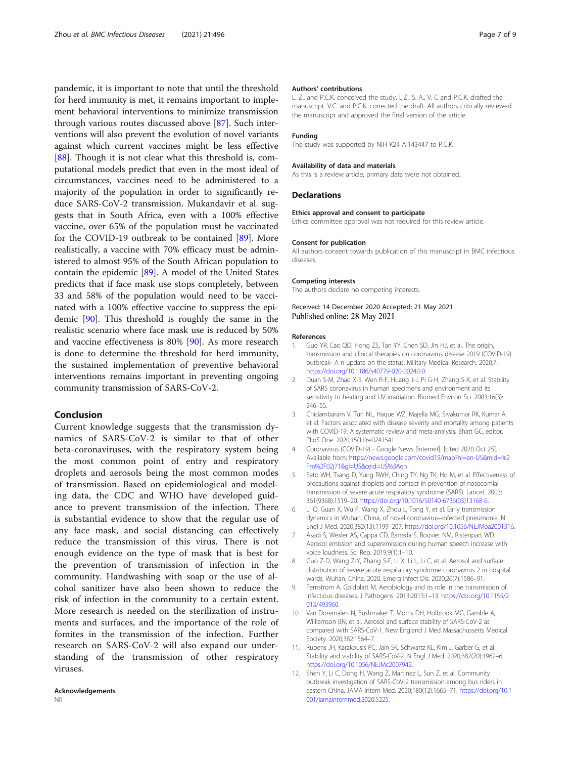pandemic, it is important to note that until the threshold for herd immunity is met, it remains important to implement behavioral interventions to minimize transmission through various routes discussed above [87]. Such interventions will also prevent the evolution of novel variants against which current vaccines might be less effective [88]. Though it is not clear what this threshold is, computational models predict that even in the most ideal of circumstances, vaccines need to be administered to a majority of the population in order to significantly reduce SARS-CoV-2 transmission. Mukandavir et al. suggests that in South Africa, even with a 100% effective vaccine, over 65% of the population must be vaccinated for the COVID-19 outbreak to be contained [89]. More realistically, a vaccine with 70% efficacy must be administered to almost 95% of the South African population to contain the epidemic [89]. A model of the United States predicts that if face mask use stops completely, between 33 and 58% of the population would need to be vaccinated with a 100% effective vaccine to suppress the epidemic [90]. This threshold is roughly the same in the realistic scenario where face mask use is reduced by 50% and vaccine effectiveness is 80% [90]. As more research is done to determine the threshold for herd immunity, the sustained implementation of preventive behavioral interventions remains important in preventing ongoing community transmission of SARS-CoV-2.

## Conclusion

Current knowledge suggests that the transmission dynamics of SARS-CoV-2 is similar to that of other beta-coronaviruses, with the respiratory system being the most common point of entry and respiratory droplets and aerosols being the most common modes of transmission. Based on epidemiological and modeling data, the CDC and WHO have developed guidance to prevent transmission of the infection. There is substantial evidence to show that the regular use of any face mask, and social distancing can effectively reduce the transmission of this virus. There is not enough evidence on the type of mask that is best for the prevention of transmission of infection in the community. Handwashing with soap or the use of alcohol sanitizer have also been shown to reduce the risk of infection in the community to a certain extent. More research is needed on the sterilization of instruments and surfaces, and the importance of the role of fomites in the transmission of the infection. Further research on SARS-CoV-2 will also expand our understanding of the transmission of other respiratory viruses.

### Acknowledgements

Nil

### Authors' contributions

L. Z., and P.C.K. conceived the study. L.Z., S. A., V. C and P.C.K. drafted the manuscript. V.C. and P.C.K. corrected the draft. All authors critically reviewed the manuscript and approved the final version of the article.

### Funding

The study was supported by NIH K24 AI143447 to P.C.K.

### Availability of data and materials

As this is a review article, primary data were not obtained.

## Declarations

### Ethics approval and consent to participate

Ethics committee approval was not required for this review article.

### Consent for publication

All authors consent towards publication of this manuscript in BMC infectious diseases.

### Competing interests

The authors declare no competing interests.

Received: 14 December 2020 Accepted: 21 May 2021
Published online: 28 May 2021

### References

1. Guo YR, Cao QD, Hong ZS, Tan YY, Chen SD, Jin HJ, et al. The origin, transmission and clinical therapies on coronavirus disease 2019 (COVID-19) outbreak- A n update on the status. Military Medical Research. 2020;7. https://doi.org/10.1186/s40779-020-00240-0.
2. Duan S-M, Zhao X-S, Wen R-F, Huang J-J, Pi G-H, Zhang S-X, et al. Stability of SARS coronavirus in human specimens and environment and its sensitivity to heating and UV irradiation. Biomed Environ Sci. 2003;16(3): 246–55.
3. Chidambaram V, Tun NL, Haque WZ, Majella MG, Sivakumar RK, Kumar A, et al. Factors associated with disease severity and mortality among patients with COVID-19: A systematic review and meta-analysis. Bhatt GC, editor. PLoS One. 2020;15(11):e0241541.
4. Coronavirus (COVID-19) - Google News [Internet]. [cited 2020 Oct 25]. Available from: https://news.google.com/covid19/map?hl=en-US&mid=%2Fm%2F02j71&gl=US&ceid=US%3Aen
5. Seto WH, Tsang D, Yung RWH, Ching TY, Ng TK, Ho M, et al. Effectiveness of precautions against droplets and contact in prevention of nosocomial transmission of severe acute respiratory syndrome (SARS). Lancet. 2003; 361(9368):1519–20. https://doi.org/10.1016/S0140-6736(03)13168-6.
6. Li Q, Guan X, Wu P, Wang X, Zhou L, Tong Y, et al. Early transmission dynamics in Wuhan, China, of novel coronavirus–infected pneumonia. N Engl J Med. 2020;382(13):1199–207. https://doi.org/10.1056/NEJMoa2001316.
7. Asadi S, Wexler AS, Cappa CD, Barreda S, Bouvier NM, Ristenpart WD. Aerosol emission and superemission during human speech increase with voice loudness. Sci Rep. 2019;9(1):1–10.
8. Guo Z-D, Wang Z-Y, Zhang S-F, Li X, Li L, Li C, et al. Aerosol and surface distribution of severe acute respiratory syndrome coronavirus 2 in hospital wards, Wuhan, China, 2020. Emerg Infect Dis. 2020;26(7):1586–91.
9. Fernstrom A, Goldblatt M. Aerobiology and its role in the transmission of infectious diseases. J Pathogens. 2013;2013:1–13. https://doi.org/10.1155/2013/493960.
10. Van Doremalen N, Bushmaker T, Morris DH, Holbrook MG, Gamble A, Williamson BN, et al. Aerosol and surface stability of SARS-CoV-2 as compared with SARS-CoV-1. New England J Med Massachussetts Medical Society. 2020;382:1564–7.
11. Rubens JH, Karakousis PC, Jain SK, Schwartz KL, Kim J, Garber G, et al. Stability and viability of SARS-CoV-2. N Engl J Med. 2020;382(20):1962–6. https://doi.org/10.1056/NEJMc2007942.
12. Shen Y, Li C, Dong H, Wang Z, Martinez L, Sun Z, et al. Community outbreak investigation of SARS-CoV-2 transmission among bus riders in eastern China. JAMA Intern Med. 2020;180(12):1665–71. https://doi.org/10.1001/jamainternmed.2020.5225.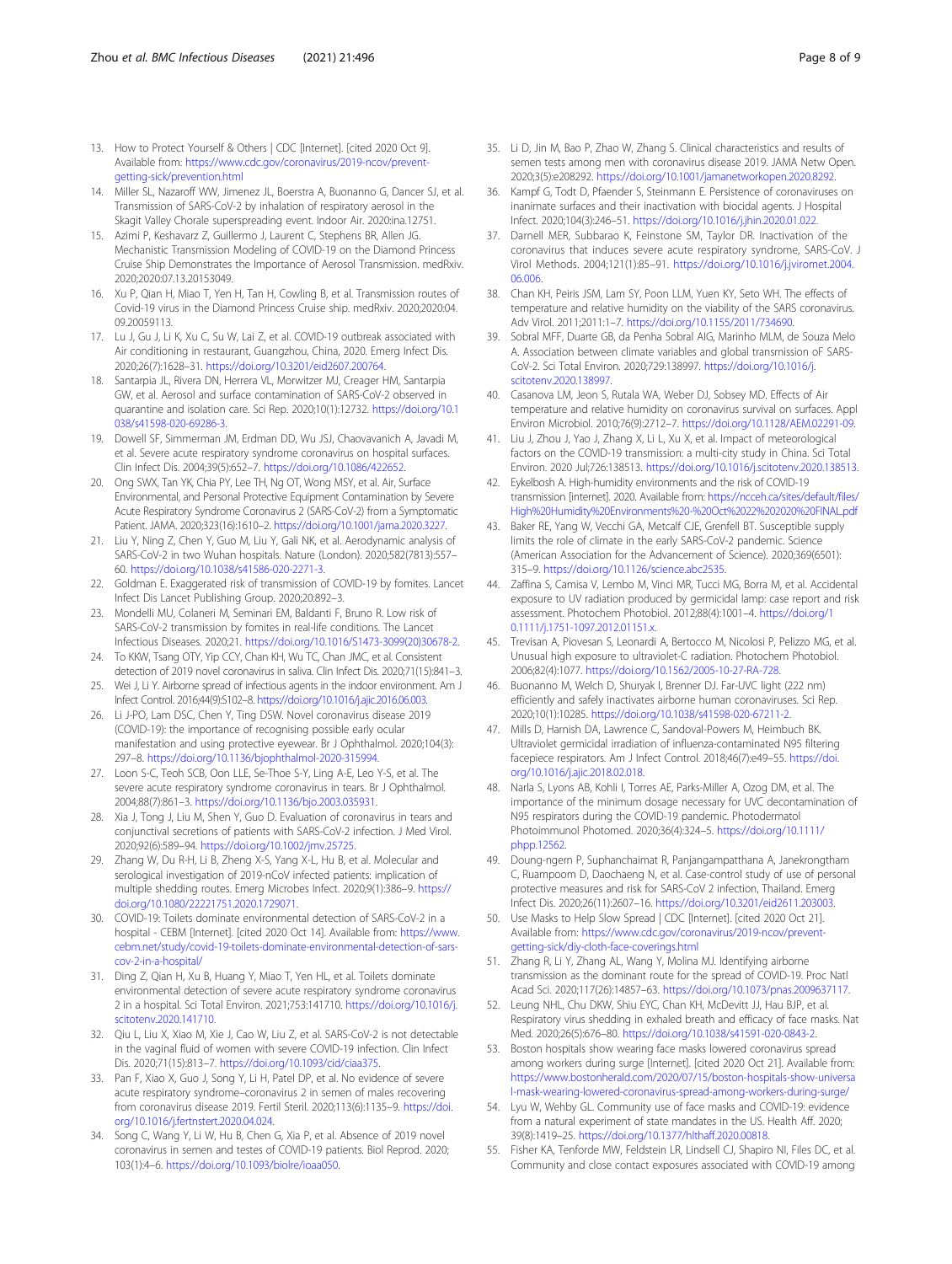13. How to Protect Yourself & Others | CDC [Internet]. [cited 2020 Oct 9]. Available from: https://www.cdc.gov/coronavirus/2019-ncov/prevent-getting-sick/prevention.html
14. Miller SL, Nazaroff WW, Jimenez JL, Boerstra A, Buonanno G, Dancer SJ, et al. Transmission of SARS-CoV-2 by inhalation of respiratory aerosol in the Skagit Valley Chorale superspreading event. Indoor Air. 2020:ina.12751.
15. Azimi P, Keshavarz Z, Guillermo J, Laurent C, Stephens BR, Allen JG. Mechanistic Transmission Modeling of COVID-19 on the Diamond Princess Cruise Ship Demonstrates the Importance of Aerosol Transmission. medRxiv. 2020;2020:07.13.20153049.
16. Xu P, Qian H, Miao T, Yen H, Tan H, Cowling B, et al. Transmission routes of Covid-19 virus in the Diamond Princess Cruise ship. medRxiv. 2020;2020:04.09.20059113.
17. Lu J, Gu J, Li K, Xu C, Su W, Lai Z, et al. COVID-19 outbreak associated with Air conditioning in restaurant, Guangzhou, China, 2020. Emerg Infect Dis. 2020;26(7):1628–31. https://doi.org/10.3201/eid2607.200764.
18. Santarpia JL, Rivera DN, Herrera VL, Morwitzer MJ, Creager HM, Santarpia GW, et al. Aerosol and surface contamination of SARS-CoV-2 observed in quarantine and isolation care. Sci Rep. 2020;10(1):12732. https://doi.org/10.1038/s41598-020-69286-3.
19. Dowell SF, Simmerman JM, Erdman DD, Wu JSJ, Chaovavanich A, Javadi M, et al. Severe acute respiratory syndrome coronavirus on hospital surfaces. Clin Infect Dis. 2004;39(5):652–7. https://doi.org/10.1086/422652.
20. Ong SWX, Tan YK, Chia PY, Lee TH, Ng OT, Wong MSY, et al. Air, Surface Environmental, and Personal Protective Equipment Contamination by Severe Acute Respiratory Syndrome Coronavirus 2 (SARS-CoV-2) from a Symptomatic Patient. JAMA. 2020;323(16):1610–2. https://doi.org/10.1001/jama.2020.3227.
21. Liu Y, Ning Z, Chen Y, Guo M, Liu Y, Gali NK, et al. Aerodynamic analysis of SARS-CoV-2 in two Wuhan hospitals. Nature (London). 2020;582(7813):557–60. https://doi.org/10.1038/s41586-020-2271-3.
22. Goldman E. Exaggerated risk of transmission of COVID-19 by fomites. Lancet Infect Dis Lancet Publishing Group. 2020;20:892–3.
23. Mondelli MU, Colaneri M, Seminari EM, Baldanti F, Bruno R. Low risk of SARS-CoV-2 transmission by fomites in real-life conditions. The Lancet Infectious Diseases. 2020;21. https://doi.org/10.1016/S1473-3099(20)30678-2.
24. To KKW, Tsang OTY, Yip CCY, Chan KH, Wu TC, Chan JMC, et al. Consistent detection of 2019 novel coronavirus in saliva. Clin Infect Dis. 2020;71(15):841–3.
25. Wei J, Li Y. Airborne spread of infectious agents in the indoor environment. Am J Infect Control. 2016;44(9):S102–8. https://doi.org/10.1016/j.ajic.2016.06.003.
26. Li J-PO, Lam DSC, Chen Y, Ting DSW. Novel coronavirus disease 2019 (COVID-19): the importance of recognising possible early ocular manifestation and using protective eyewear. Br J Ophthalmol. 2020;104(3):297–8. https://doi.org/10.1136/bjophthalmol-2020-315994.
27. Loon S-C, Teoh SCB, Oon LLE, Se-Thoe S-Y, Ling A-E, Leo Y-S, et al. The severe acute respiratory syndrome coronavirus in tears. Br J Ophthalmol. 2004;88(7):861–3. https://doi.org/10.1136/bjo.2003.035931.
28. Xia J, Tong J, Liu M, Shen Y, Guo D. Evaluation of coronavirus in tears and conjunctival secretions of patients with SARS-CoV-2 infection. J Med Virol. 2020;92(6):589–94. https://doi.org/10.1002/jmv.25725.
29. Zhang W, Du R-H, Li B, Zheng X-S, Yang X-L, Hu B, et al. Molecular and serological investigation of 2019-nCoV infected patients: implication of multiple shedding routes. Emerg Microbes Infect. 2020;9(1):386–9. https://doi.org/10.1080/22221751.2020.1729071.
30. COVID-19: Toilets dominate environmental detection of SARS-CoV-2 in a hospital - CEBM [Internet]. [cited 2020 Oct 14]. Available from: https://www.cebm.net/study/covid-19-toilets-dominate-environmental-detection-of-sars-cov-2-in-a-hospital/
31. Ding Z, Qian H, Xu B, Huang Y, Miao T, Yen HL, et al. Toilets dominate environmental detection of severe acute respiratory syndrome coronavirus 2 in a hospital. Sci Total Environ. 2021;753:141710. https://doi.org/10.1016/j.scitotenv.2020.141710.
32. Qiu L, Liu X, Xiao M, Xie J, Cao W, Liu Z, et al. SARS-CoV-2 is not detectable in the vaginal fluid of women with severe COVID-19 infection. Clin Infect Dis. 2020;71(15):813–7. https://doi.org/10.1093/cid/ciaa375.
33. Pan F, Xiao X, Guo J, Song Y, Li H, Patel DP, et al. No evidence of severe acute respiratory syndrome–coronavirus 2 in semen of males recovering from coronavirus disease 2019. Fertil Steril. 2020;113(6):1135–9. https://doi.org/10.1016/j.fertnstert.2020.04.024.
34. Song C, Wang Y, Li W, Hu B, Chen G, Xia P, et al. Absence of 2019 novel coronavirus in semen and testes of COVID-19 patients. Biol Reprod. 2020;103(1):4–6. https://doi.org/10.1093/biolre/ioaa050.
35. Li D, Jin M, Bao P, Zhao W, Zhang S. Clinical characteristics and results of semen tests among men with coronavirus disease 2019. JAMA Netw Open. 2020;3(5):e208292. https://doi.org/10.1001/jamanetworkopen.2020.8292.
36. Kampf G, Todt D, Pfaender S, Steinmann E. Persistence of coronaviruses on inanimate surfaces and their inactivation with biocidal agents. J Hospital Infect. 2020;104(3):246–51. https://doi.org/10.1016/j.jhin.2020.01.022.
37. Darnell MER, Subbarao K, Feinstone SM, Taylor DR. Inactivation of the coronavirus that induces severe acute respiratory syndrome, SARS-CoV. J Virol Methods. 2004;121(1):85–91. https://doi.org/10.1016/j.jviromet.2004.06.006.
38. Chan KH, Peiris JSM, Lam SY, Poon LLM, Yuen KY, Seto WH. The effects of temperature and relative humidity on the viability of the SARS coronavirus. Adv Virol. 2011;2011:1–7. https://doi.org/10.1155/2011/734690.
39. Sobral MFF, Duarte GB, da Penha Sobral AIG, Marinho MLM, de Souza Melo A. Association between climate variables and global transmission oF SARS-CoV-2. Sci Total Environ. 2020;729:138997. https://doi.org/10.1016/j.scitotenv.2020.138997.
40. Casanova LM, Jeon S, Rutala WA, Weber DJ, Sobsey MD. Effects of Air temperature and relative humidity on coronavirus survival on surfaces. Appl Environ Microbiol. 2010;76(9):2712–7. https://doi.org/10.1128/AEM.02291-09.
41. Liu J, Zhou J, Yao J, Zhang X, Li L, Xu X, et al. Impact of meteorological factors on the COVID-19 transmission: a multi-city study in China. Sci Total Environ. 2020 Jul;726:138513. https://doi.org/10.1016/j.scitotenv.2020.138513.
42. Eykelbosh A. High-humidity environments and the risk of COVID-19 transmission [internet]. 2020. Available from: https://ncceh.ca/sites/default/files/High%20Humidity%20Environments%20-%20Oct%2022%202020%20FINAL.pdf
43. Baker RE, Yang W, Vecchi GA, Metcalf CJE, Grenfell BT. Susceptible supply limits the role of climate in the early SARS-CoV-2 pandemic. Science (American Association for the Advancement of Science). 2020;369(6501):315–9. https://doi.org/10.1126/science.abc2535.
44. Zaffina S, Camisa V, Lembo M, Vinci MR, Tucci MG, Borra M, et al. Accidental exposure to UV radiation produced by germicidal lamp: case report and risk assessment. Photochem Photobiol. 2012;88(4):1001–4. https://doi.org/10.1111/j.1751-1097.2012.01151.x.
45. Trevisan A, Piovesan S, Leonardi A, Bertocco M, Nicolosi P, Pelizzo MG, et al. Unusual high exposure to ultraviolet-C radiation. Photochem Photobiol. 2006;82(4):1077. https://doi.org/10.1562/2005-10-27-RA-728.
46. Buonanno M, Welch D, Shuryak I, Brenner DJ. Far-UVC light (222 nm) efficiently and safely inactivates airborne human coronaviruses. Sci Rep. 2020;10(1):10285. https://doi.org/10.1038/s41598-020-67211-2.
47. Mills D, Harnish DA, Lawrence C, Sandoval-Powers M, Heimbuch BK. Ultraviolet germicidal irradiation of influenza-contaminated N95 filtering facepiece respirators. Am J Infect Control. 2018;46(7):e49–55. https://doi.org/10.1016/j.ajic.2018.02.018.
48. Narla S, Lyons AB, Kohli I, Torres AE, Parks-Miller A, Ozog DM, et al. The importance of the minimum dosage necessary for UVC decontamination of N95 respirators during the COVID-19 pandemic. Photodermatol Photoimmunol Photomed. 2020;36(4):324–5. https://doi.org/10.1111/phpp.12562.
49. Doung-ngern P, Suphanchaimat R, Panjangampatthana A, Janekrongtham C, Ruampoom D, Daochaeng N, et al. Case-control study of use of personal protective measures and risk for SARS-CoV 2 infection, Thailand. Emerg Infect Dis. 2020;26(11):2607–16. https://doi.org/10.3201/eid2611.203003.
50. Use Masks to Help Slow Spread | CDC [Internet]. [cited 2020 Oct 21]. Available from: https://www.cdc.gov/coronavirus/2019-ncov/prevent-getting-sick/diy-cloth-face-coverings.html
51. Zhang R, Li Y, Zhang AL, Wang Y, Molina MJ. Identifying airborne transmission as the dominant route for the spread of COVID-19. Proc Natl Acad Sci. 2020;117(26):14857–63. https://doi.org/10.1073/pnas.2009637117.
52. Leung NHL, Chu DKW, Shiu EYC, Chan KH, McDevitt JJ, Hau BJP, et al. Respiratory virus shedding in exhaled breath and efficacy of face masks. Nat Med. 2020;26(5):676–80. https://doi.org/10.1038/s41591-020-0843-2.
53. Boston hospitals show wearing face masks lowered coronavirus spread among workers during surge [Internet]. [cited 2020 Oct 21]. Available from: https://www.bostonherald.com/2020/07/15/boston-hospitals-show-universal-mask-wearing-lowered-coronavirus-spread-among-workers-during-surge/
54. Lyu W, Wehby GL. Community use of face masks and COVID-19: evidence from a natural experiment of state mandates in the US. Health Aff. 2020;39(8):1419–25. https://doi.org/10.1377/hlthaff.2020.00818.
55. Fisher KA, Tenforde MW, Feldstein LR, Lindsell CJ, Shapiro NI, Files DC, et al. Community and close contact exposures associated with COVID-19 among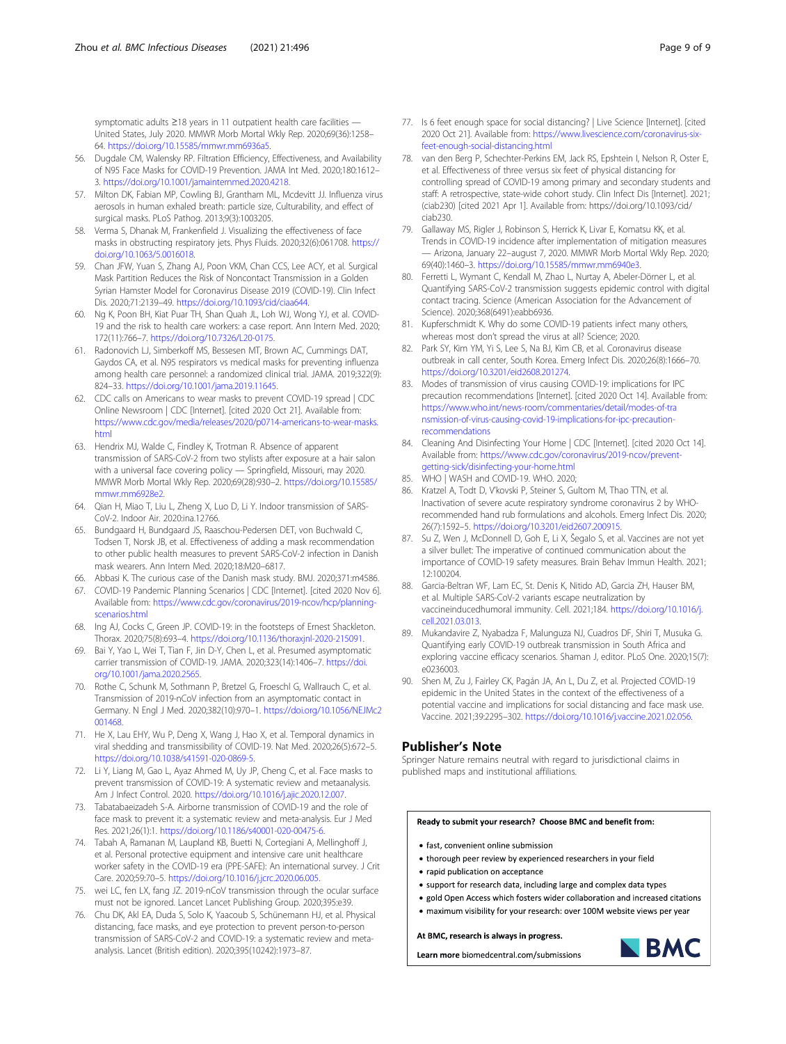symptomatic adults ≥18 years in 11 outpatient health care facilities — United States, July 2020. MMWR Morb Mortal Wkly Rep. 2020;69(36):1258–64. https://doi.org/10.15585/mmwr.mm6936a5.
56. Dugdale CM, Walensky RP. Filtration Efficiency, Effectiveness, and Availability of N95 Face Masks for COVID-19 Prevention. JAMA Int Med. 2020;180:1612–3. https://doi.org/10.1001/jamainternmed.2020.4218.
57. Milton DK, Fabian MP, Cowling BJ, Grantham ML, Mcdevitt JJ. Influenza virus aerosols in human exhaled breath: particle size, Culturability, and effect of surgical masks. PLoS Pathog. 2013;9(3):1003205.
58. Verma S, Dhanak M, Frankenfield J. Visualizing the effectiveness of face masks in obstructing respiratory jets. Phys Fluids. 2020;32(6):061708. https://doi.org/10.1063/5.0016018.
59. Chan JFW, Yuan S, Zhang AJ, Poon VKM, Chan CCS, Lee ACY, et al. Surgical Mask Partition Reduces the Risk of Noncontact Transmission in a Golden Syrian Hamster Model for Coronavirus Disease 2019 (COVID-19). Clin Infect Dis. 2020;71:2139–49. https://doi.org/10.1093/cid/ciaa644.
60. Ng K, Poon BH, Kiat Puar TH, Shan Quah JL, Loh WJ, Wong YJ, et al. COVID-19 and the risk to health care workers: a case report. Ann Intern Med. 2020;172(11):766–7. https://doi.org/10.7326/L20-0175.
61. Radonovich LJ, Simberkoff MS, Bessesen MT, Brown AC, Cummings DAT, Gaydos CA, et al. N95 respirators vs medical masks for preventing influenza among health care personnel: a randomized clinical trial. JAMA. 2019;322(9):824–33. https://doi.org/10.1001/jama.2019.11645.
62. CDC calls on Americans to wear masks to prevent COVID-19 spread | CDC Online Newsroom | CDC [Internet]. [cited 2020 Oct 21]. Available from: https://www.cdc.gov/media/releases/2020/p0714-americans-to-wear-masks.html
63. Hendrix MJ, Walde C, Findley K, Trotman R. Absence of apparent transmission of SARS-CoV-2 from two stylists after exposure at a hair salon with a universal face covering policy — Springfield, Missouri, may 2020. MMWR Morb Mortal Wkly Rep. 2020;69(28):930–2. https://doi.org/10.15585/mmwr.mm6928e2.
64. Qian H, Miao T, Liu L, Zheng X, Luo D, Li Y. Indoor transmission of SARS-CoV-2. Indoor Air. 2020:ina.12766.
65. Bundgaard H, Bundgaard JS, Raaschou-Pedersen DET, von Buchwald C, Todsen T, Norsk JB, et al. Effectiveness of adding a mask recommendation to other public health measures to prevent SARS-CoV-2 infection in Danish mask wearers. Ann Intern Med. 2020;18:M20–6817.
66. Abbasi K. The curious case of the Danish mask study. BMJ. 2020;371:m4586.
67. COVID-19 Pandemic Planning Scenarios | CDC [Internet]. [cited 2020 Nov 6]. Available from: https://www.cdc.gov/coronavirus/2019-ncov/hcp/planning-scenarios.html
68. Ing AJ, Cocks C, Green JP. COVID-19: in the footsteps of Ernest Shackleton. Thorax. 2020;75(8):693–4. https://doi.org/10.1136/thoraxjnl-2020-215091.
69. Bai Y, Yao L, Wei T, Tian F, Jin D-Y, Chen L, et al. Presumed asymptomatic carrier transmission of COVID-19. JAMA. 2020;323(14):1406–7. https://doi.org/10.1001/jama.2020.2565.
70. Rothe C, Schunk M, Sothmann P, Bretzel G, Froeschl G, Wallrauch C, et al. Transmission of 2019-nCoV infection from an asymptomatic contact in Germany. N Engl J Med. 2020;382(10):970–1. https://doi.org/10.1056/NEJMc2001468.
71. He X, Lau EHY, Wu P, Deng X, Wang J, Hao X, et al. Temporal dynamics in viral shedding and transmissibility of COVID-19. Nat Med. 2020;26(5):672–5. https://doi.org/10.1038/s41591-020-0869-5.
72. Li Y, Liang M, Gao L, Ayaz Ahmed M, Uy JP, Cheng C, et al. Face masks to prevent transmission of COVID-19: A systematic review and metaanalysis. Am J Infect Control. 2020. https://doi.org/10.1016/j.ajic.2020.12.007.
73. Tabatabaeizadeh S-A. Airborne transmission of COVID-19 and the role of face mask to prevent it: a systematic review and meta-analysis. Eur J Med Res. 2021;26(1):1. https://doi.org/10.1186/s40001-020-00475-6.
74. Tabah A, Ramanan M, Laupland KB, Buetti N, Cortegiani A, Mellinghoff J, et al. Personal protective equipment and intensive care unit healthcare worker safety in the COVID-19 era (PPE-SAFE): An international survey. J Crit Care. 2020;59:70–5. https://doi.org/10.1016/j.jcrc.2020.06.005.
75. wei LC, fen LX, fang JZ. 2019-nCoV transmission through the ocular surface must not be ignored. Lancet Lancet Publishing Group. 2020;395:e39.
76. Chu DK, Akl EA, Duda S, Solo K, Yaacoub S, Schünemann HJ, et al. Physical distancing, face masks, and eye protection to prevent person-to-person transmission of SARS-CoV-2 and COVID-19: a systematic review and meta-analysis. Lancet (British edition). 2020;395(10242):1973–87.
77. Is 6 feet enough space for social distancing? | Live Science [Internet]. [cited 2020 Oct 21]. Available from: https://www.livescience.com/coronavirus-six-feet-enough-social-distancing.html
78. van den Berg P, Schechter-Perkins EM, Jack RS, Epshtein I, Nelson R, Oster E, et al. Effectiveness of three versus six feet of physical distancing for controlling spread of COVID-19 among primary and secondary students and staff: A retrospective, state-wide cohort study. Clin Infect Dis [Internet]. 2021; (ciab230) [cited 2021 Apr 1]. Available from: https://doi.org/10.1093/cid/ciab230.
79. Gallaway MS, Rigler J, Robinson S, Herrick K, Livar E, Komatsu KK, et al. Trends in COVID-19 incidence after implementation of mitigation measures — Arizona, January 22–august 7, 2020. MMWR Morb Mortal Wkly Rep. 2020;69(40):1460–3. https://doi.org/10.15585/mmwr.mm6940e3.
80. Ferretti L, Wymant C, Kendall M, Zhao L, Nurtay A, Abeler-Dörner L, et al. Quantifying SARS-CoV-2 transmission suggests epidemic control with digital contact tracing. Science (American Association for the Advancement of Science). 2020;368(6491):eabb6936.
81. Kupferschmidt K. Why do some COVID-19 patients infect many others, whereas most don't spread the virus at all? Science; 2020.
82. Park SY, Kim YM, Yi S, Lee S, Na BJ, Kim CB, et al. Coronavirus disease outbreak in call center, South Korea. Emerg Infect Dis. 2020;26(8):1666–70. https://doi.org/10.3201/eid2608.201274.
83. Modes of transmission of virus causing COVID-19: implications for IPC precaution recommendations [Internet]. [cited 2020 Oct 14]. Available from: https://www.who.int/news-room/commentaries/detail/modes-of-transmission-of-virus-causing-covid-19-implications-for-ipc-precaution-recommendations
84. Cleaning And Disinfecting Your Home | CDC [Internet]. [cited 2020 Oct 14]. Available from: https://www.cdc.gov/coronavirus/2019-ncov/prevent-getting-sick/disinfecting-your-home.html
85. WHO | WASH and COVID-19. WHO. 2020;
86. Kratzel A, Todt D, V'kovski P, Steiner S, Gultom M, Thao TTN, et al. Inactivation of severe acute respiratory syndrome coronavirus 2 by WHO-recommended hand rub formulations and alcohols. Emerg Infect Dis. 2020;26(7):1592–5. https://doi.org/10.3201/eid2607.200915.
87. Su Z, Wen J, McDonnell D, Goh E, Li X, Šegalo S, et al. Vaccines are not yet a silver bullet: The imperative of continued communication about the importance of COVID-19 safety measures. Brain Behav Immun Health. 2021;12:100204.
88. Garcia-Beltran WF, Lam EC, St. Denis K, Nitido AD, Garcia ZH, Hauser BM, et al. Multiple SARS-CoV-2 variants escape neutralization by vaccineinducedhumoral immunity. Cell. 2021;184. https://doi.org/10.1016/j.cell.2021.03.013.
89. Mukandavire Z, Nyabadza F, Malunguza NJ, Cuadros DF, Shiri T, Musuka G. Quantifying early COVID-19 outbreak transmission in South Africa and exploring vaccine efficacy scenarios. Shaman J, editor. PLoS One. 2020;15(7):e0236003.
90. Shen M, Zu J, Fairley CK, Pagán JA, An L, Du Z, et al. Projected COVID-19 epidemic in the United States in the context of the effectiveness of a potential vaccine and implications for social distancing and face mask use. Vaccine. 2021;39:2295–302. https://doi.org/10.1016/j.vaccine.2021.02.056.

## Publisher's Note

Springer Nature remains neutral with regard to jurisdictional claims in published maps and institutional affiliations.

**Ready to submit your research? Choose BMC and benefit from:**

- fast, convenient online submission
- thorough peer review by experienced researchers in your field
- rapid publication on acceptance
- support for research data, including large and complex data types
- gold Open Access which fosters wider collaboration and increased citations
- maximum visibility for your research: over 100M website views per year

**At BMC, research is always in progress.**

**Learn more** biomedcentral.com/submissions

BMC